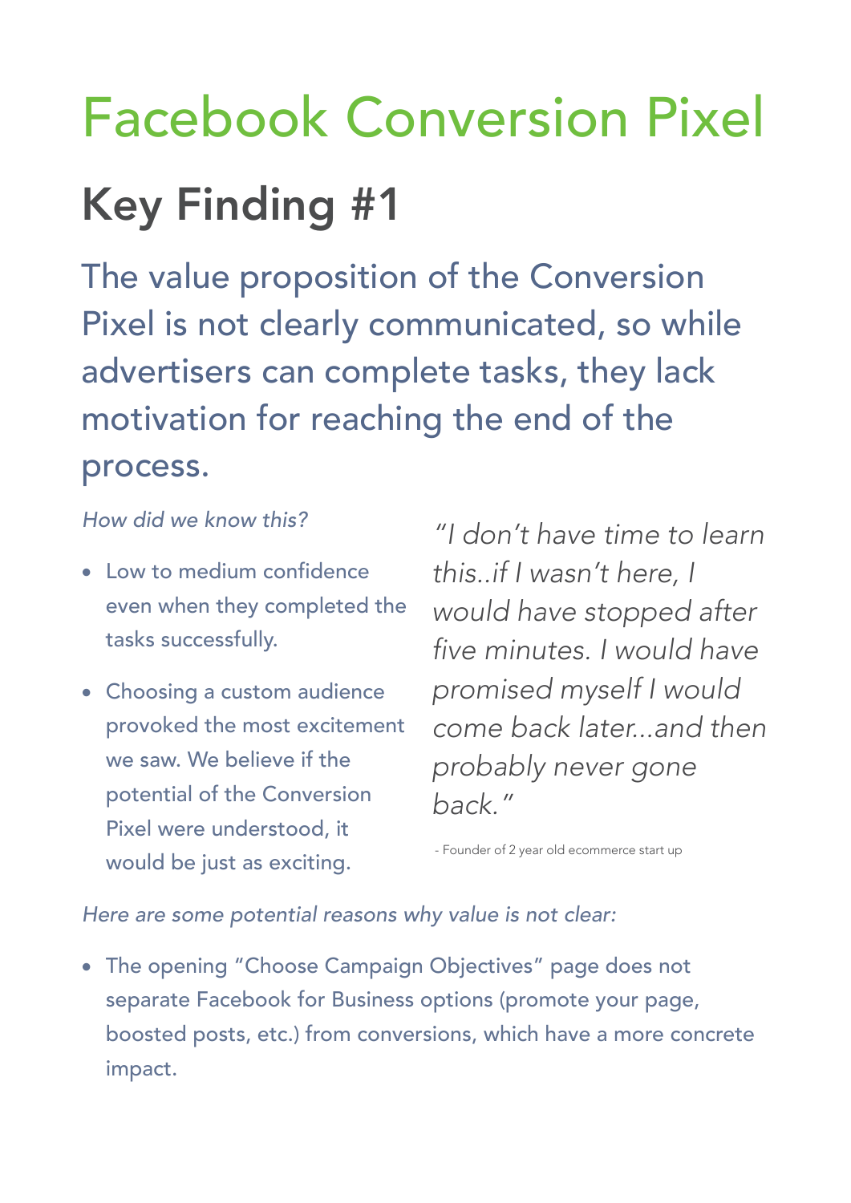# Facebook Conversion Pixel

## Key Finding #1

The value proposition of the Conversion Pixel is not clearly communicated, so while advertisers can complete tasks, they lack motivation for reaching the end of the process.

*How did we know this?*

- Low to medium confidence even when they completed the tasks successfully.
- Choosing a custom audience provoked the most excitement we saw. We believe if the potential of the Conversion Pixel were understood, it would be just as exciting.

*"I don't have time to learn this..if I wasn't here, I would have stopped after five minutes. I would have promised myself I would come back later...and then probably never gone back."*

- Founder of 2 year old ecommerce start up

*Here are some potential reasons why value is not clear:*

- The opening "Choose Campaign Objectives" page does not separate Facebook for Business options (promote your page, boosted posts, etc.) from conversions, which have a more concrete impact.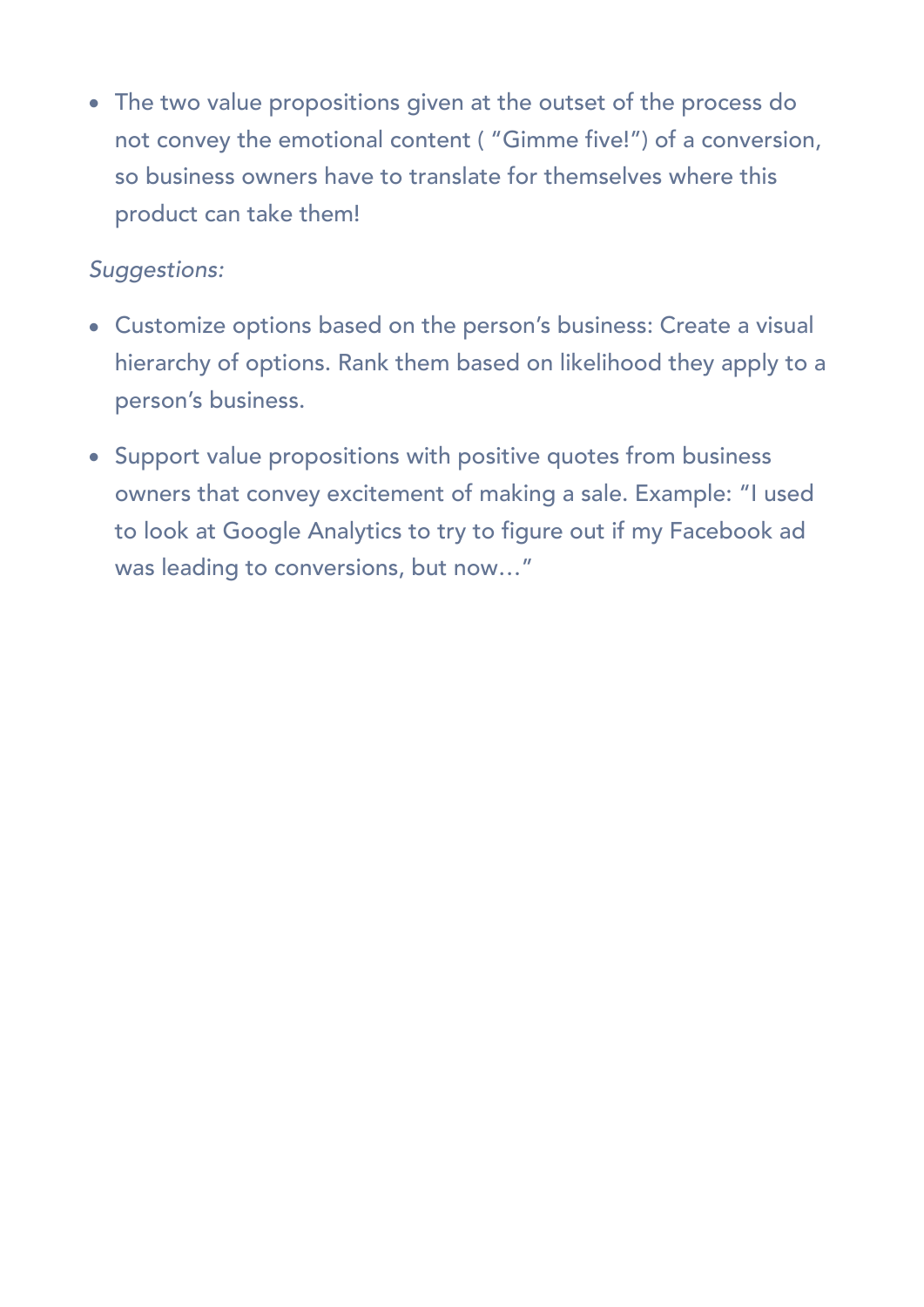- The two value propositions given at the outset of the process do not convey the emotional content ( "Gimme five!") of a conversion, so business owners have to translate for themselves where this product can take them!

*Suggestions:*

- Customize options based on the person's business: Create a visual hierarchy of options. Rank them based on likelihood they apply to a person's business.
- Support value propositions with positive quotes from business owners that convey excitement of making a sale. Example: "I used to look at Google Analytics to try to figure out if my Facebook ad was leading to conversions, but now…"